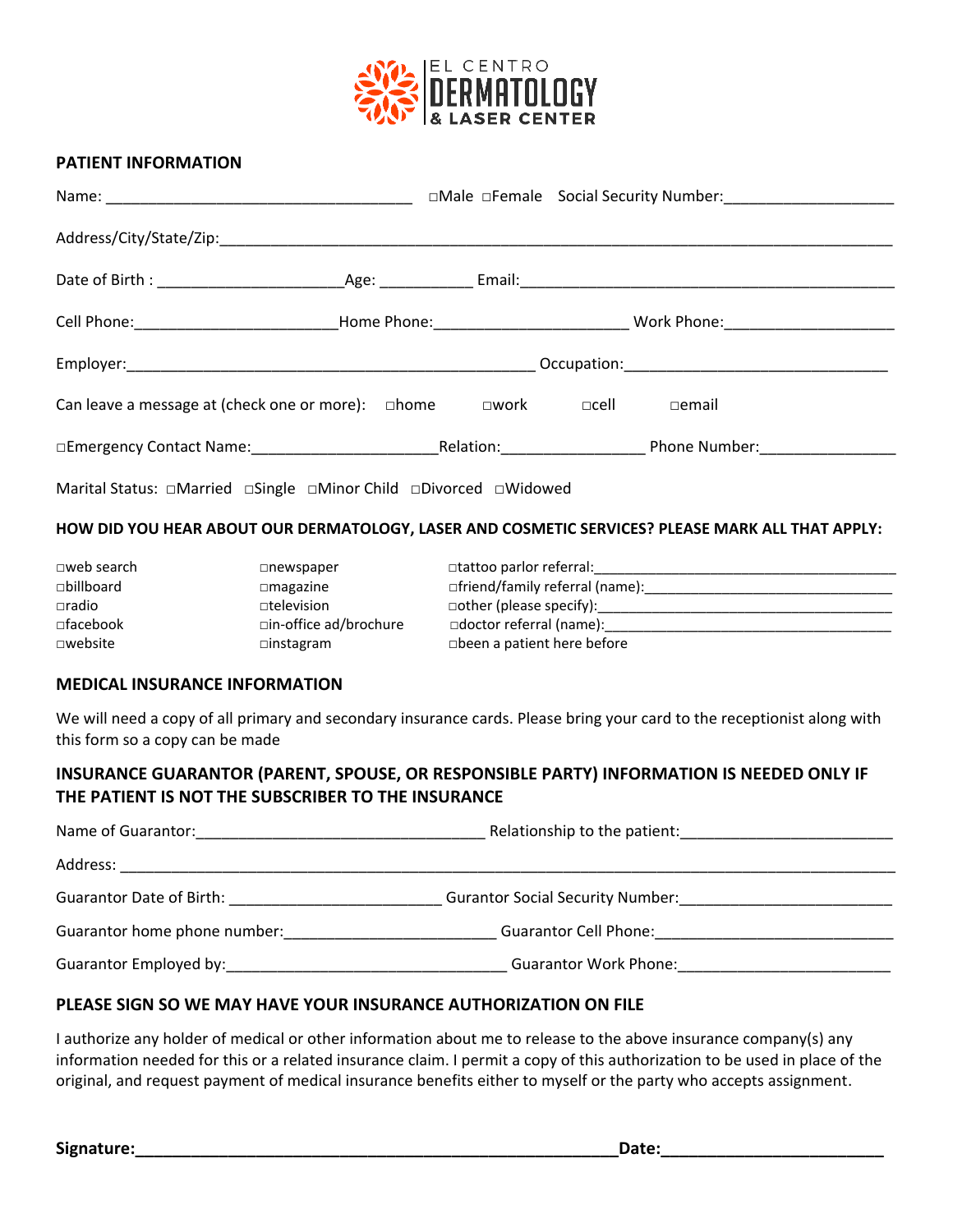EL CENTRO
**DERMATOLOGY**
**& LASER CENTER**

## PATIENT INFORMATION

Name: ___________________________________ □Male □Female Social Security Number:___________________

Address/City/State/Zip:_____________________________________________________________________________

Date of Birth : _____________________Age: ___________ Email:___________________________________________

Cell Phone:______________________Home Phone:_____________________ Work Phone:___________________

Employer:_____________________________________________ Occupation:_____________________________

Can leave a message at (check one or more): □home □work □cell □email

□Emergency Contact Name:____________________Relation:_______________ Phone Number:_______________

Marital Status: □Married □Single □Minor Child □Divorced □Widowed

### HOW DID YOU HEAR ABOUT OUR DERMATOLOGY, LASER AND COSMETIC SERVICES? PLEASE MARK ALL THAT APPLY:

□web search
□billboard
□radio
□facebook
□website

□newspaper
□magazine
□television
□in-office ad/brochure
□instagram

□tattoo parlor referral:___________________________________
□friend/family referral (name):____________________________
□other (please specify):__________________________________
□doctor referral (name):__________________________________
□been a patient here before

## MEDICAL INSURANCE INFORMATION

We will need a copy of all primary and secondary insurance cards. Please bring your card to the receptionist along with this form so a copy can be made

### INSURANCE GUARANTOR (PARENT, SPOUSE, OR RESPONSIBLE PARTY) INFORMATION IS NEEDED ONLY IF THE PATIENT IS NOT THE SUBSCRIBER TO THE INSURANCE

Name of Guarantor:________________________________ Relationship to the patient:_______________________

Address: ___________________________________________________________________________________

Guarantor Date of Birth: _______________________ Gurantor Social Security Number:_______________________

Guarantor home phone number:_______________________ Guarantor Cell Phone:___________________________

Guarantor Employed by:________________________________ Guarantor Work Phone:________________________

### PLEASE SIGN SO WE MAY HAVE YOUR INSURANCE AUTHORIZATION ON FILE

I authorize any holder of medical or other information about me to release to the above insurance company(s) any information needed for this or a related insurance claim. I permit a copy of this authorization to be used in place of the original, and request payment of medical insurance benefits either to myself or the party who accepts assignment.

**Signature:**_____________________________________________________**Date:**______________________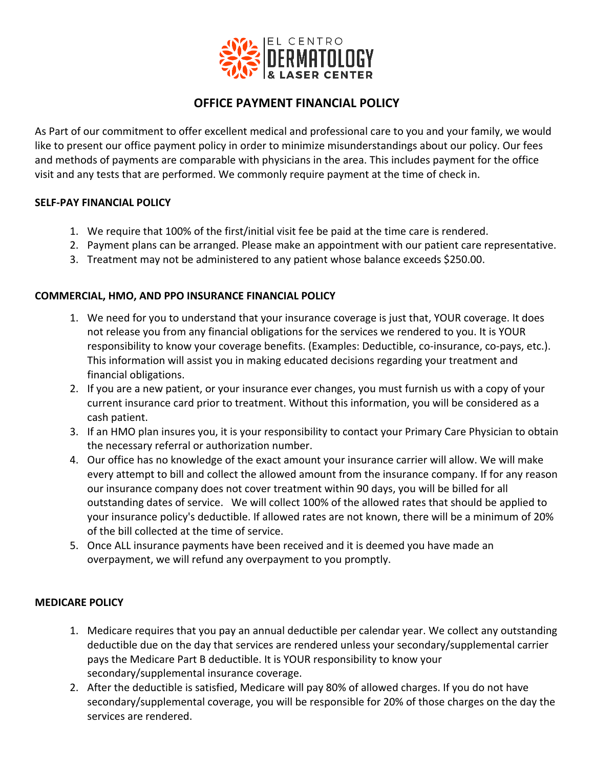EL CENTRO
DERMATOLOGY
& LASER CENTER

# OFFICE PAYMENT FINANCIAL POLICY

As Part of our commitment to offer excellent medical and professional care to you and your family, we would like to present our office payment policy in order to minimize misunderstandings about our policy. Our fees and methods of payments are comparable with physicians in the area. This includes payment for the office visit and any tests that are performed. We commonly require payment at the time of check in.

**SELF-PAY FINANCIAL POLICY**

1. We require that 100% of the first/initial visit fee be paid at the time care is rendered.
2. Payment plans can be arranged. Please make an appointment with our patient care representative.
3. Treatment may not be administered to any patient whose balance exceeds $250.00.

**COMMERCIAL, HMO, AND PPO INSURANCE FINANCIAL POLICY**

1. We need for you to understand that your insurance coverage is just that, YOUR coverage. It does not release you from any financial obligations for the services we rendered to you. It is YOUR responsibility to know your coverage benefits. (Examples: Deductible, co-insurance, co-pays, etc.). This information will assist you in making educated decisions regarding your treatment and financial obligations.
2. If you are a new patient, or your insurance ever changes, you must furnish us with a copy of your current insurance card prior to treatment. Without this information, you will be considered as a cash patient.
3. If an HMO plan insures you, it is your responsibility to contact your Primary Care Physician to obtain the necessary referral or authorization number.
4. Our office has no knowledge of the exact amount your insurance carrier will allow. We will make every attempt to bill and collect the allowed amount from the insurance company. If for any reason our insurance company does not cover treatment within 90 days, you will be billed for all outstanding dates of service. We will collect 100% of the allowed rates that should be applied to your insurance policy's deductible. If allowed rates are not known, there will be a minimum of 20% of the bill collected at the time of service.
5. Once ALL insurance payments have been received and it is deemed you have made an overpayment, we will refund any overpayment to you promptly.

**MEDICARE POLICY**

1. Medicare requires that you pay an annual deductible per calendar year. We collect any outstanding deductible due on the day that services are rendered unless your secondary/supplemental carrier pays the Medicare Part B deductible. It is YOUR responsibility to know your secondary/supplemental insurance coverage.
2. After the deductible is satisfied, Medicare will pay 80% of allowed charges. If you do not have secondary/supplemental coverage, you will be responsible for 20% of those charges on the day the services are rendered.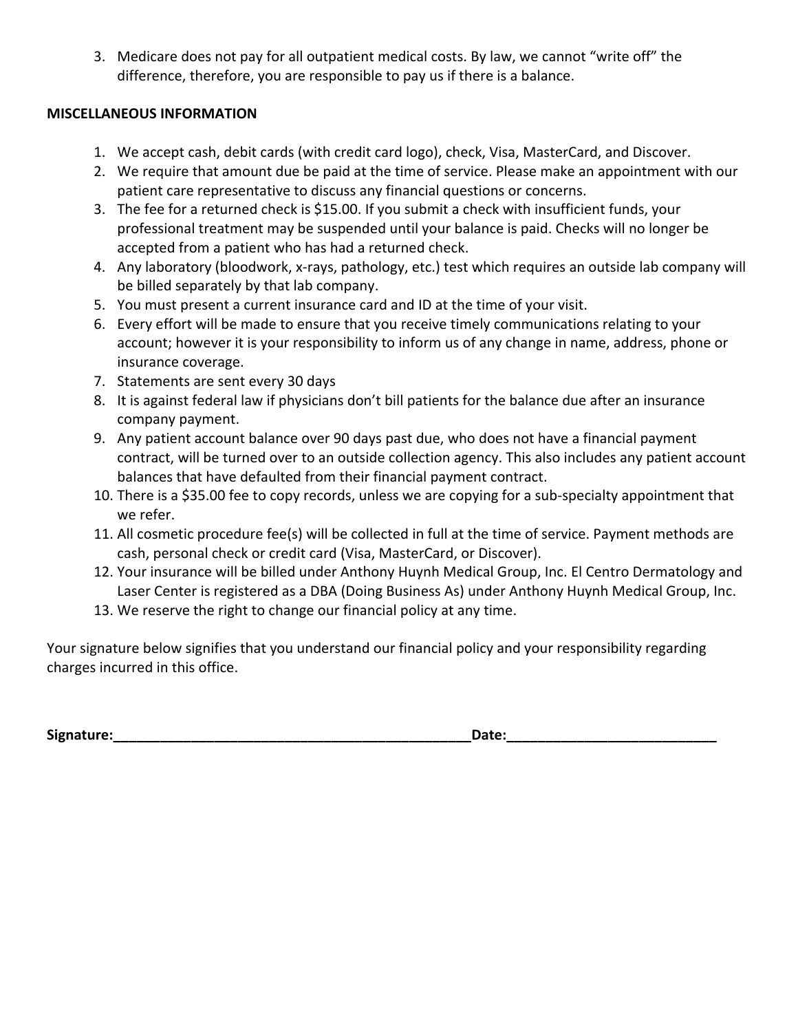3. Medicare does not pay for all outpatient medical costs. By law, we cannot "write off" the difference, therefore, you are responsible to pay us if there is a balance.

**MISCELLANEOUS INFORMATION**

1. We accept cash, debit cards (with credit card logo), check, Visa, MasterCard, and Discover.
2. We require that amount due be paid at the time of service. Please make an appointment with our patient care representative to discuss any financial questions or concerns.
3. The fee for a returned check is $15.00. If you submit a check with insufficient funds, your professional treatment may be suspended until your balance is paid. Checks will no longer be accepted from a patient who has had a returned check.
4. Any laboratory (bloodwork, x-rays, pathology, etc.) test which requires an outside lab company will be billed separately by that lab company.
5. You must present a current insurance card and ID at the time of your visit.
6. Every effort will be made to ensure that you receive timely communications relating to your account; however it is your responsibility to inform us of any change in name, address, phone or insurance coverage.
7. Statements are sent every 30 days
8. It is against federal law if physicians don't bill patients for the balance due after an insurance company payment.
9. Any patient account balance over 90 days past due, who does not have a financial payment contract, will be turned over to an outside collection agency. This also includes any patient account balances that have defaulted from their financial payment contract.
10. There is a $35.00 fee to copy records, unless we are copying for a sub-specialty appointment that we refer.
11. All cosmetic procedure fee(s) will be collected in full at the time of service. Payment methods are cash, personal check or credit card (Visa, MasterCard, or Discover).
12. Your insurance will be billed under Anthony Huynh Medical Group, Inc. El Centro Dermatology and Laser Center is registered as a DBA (Doing Business As) under Anthony Huynh Medical Group, Inc.
13. We reserve the right to change our financial policy at any time.

Your signature below signifies that you understand our financial policy and your responsibility regarding charges incurred in this office.

**Signature:**_______________________________________________**Date:**___________________________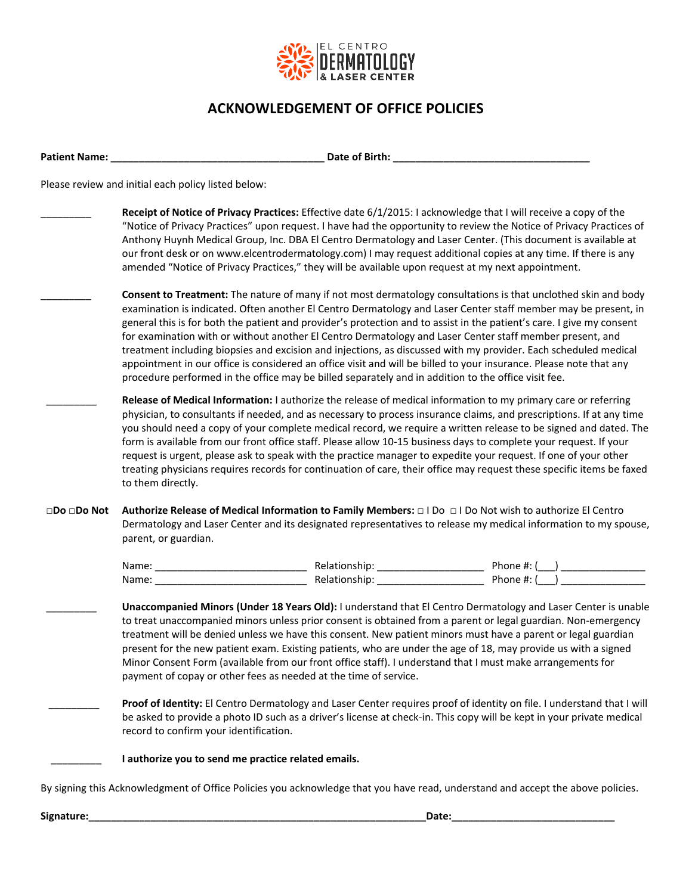EL CENTRO DERMATOLOGY & LASER CENTER

# ACKNOWLEDGEMENT OF OFFICE POLICIES

**Patient Name: ____________________________________ Date of Birth: __________________________________**

Please review and initial each policy listed below:

_________ **Receipt of Notice of Privacy Practices:** Effective date 6/1/2015: I acknowledge that I will receive a copy of the "Notice of Privacy Practices" upon request. I have had the opportunity to review the Notice of Privacy Practices of Anthony Huynh Medical Group, Inc. DBA El Centro Dermatology and Laser Center. (This document is available at our front desk or on www.elcentrodermatology.com) I may request additional copies at any time. If there is any amended "Notice of Privacy Practices," they will be available upon request at my next appointment.

_________ **Consent to Treatment:** The nature of many if not most dermatology consultations is that unclothed skin and body examination is indicated. Often another El Centro Dermatology and Laser Center staff member may be present, in general this is for both the patient and provider's protection and to assist in the patient's care. I give my consent for examination with or without another El Centro Dermatology and Laser Center staff member present, and treatment including biopsies and excision and injections, as discussed with my provider. Each scheduled medical appointment in our office is considered an office visit and will be billed to your insurance. Please note that any procedure performed in the office may be billed separately and in addition to the office visit fee.

_________ **Release of Medical Information:** I authorize the release of medical information to my primary care or referring physician, to consultants if needed, and as necessary to process insurance claims, and prescriptions. If at any time you should need a copy of your complete medical record, we require a written release to be signed and dated. The form is available from our front office staff. Please allow 10-15 business days to complete your request. If your request is urgent, please ask to speak with the practice manager to expedite your request. If one of your other treating physicians requires records for continuation of care, their office may request these specific items be faxed to them directly.

**□Do □Do Not** **Authorize Release of Medical Information to Family Members:** □ I Do □ I Do Not wish to authorize El Centro Dermatology and Laser Center and its designated representatives to release my medical information to my spouse, parent, or guardian.

Name: __________________________ Relationship: ___________________ Phone #: (___) _______________

Name: __________________________ Relationship: ___________________ Phone #: (___) _______________

_________ **Unaccompanied Minors (Under 18 Years Old):** I understand that El Centro Dermatology and Laser Center is unable to treat unaccompanied minors unless prior consent is obtained from a parent or legal guardian. Non-emergency treatment will be denied unless we have this consent. New patient minors must have a parent or legal guardian present for the new patient exam. Existing patients, who are under the age of 18, may provide us with a signed Minor Consent Form (available from our front office staff). I understand that I must make arrangements for payment of copay or other fees as needed at the time of service.

_________ **Proof of Identity:** El Centro Dermatology and Laser Center requires proof of identity on file. I understand that I will be asked to provide a photo ID such as a driver's license at check-in. This copy will be kept in your private medical record to confirm your identification.

_________ **I authorize you to send me practice related emails.**

By signing this Acknowledgment of Office Policies you acknowledge that you have read, understand and accept the above policies.

**Signature:_____________________________________________________________Date:_____________________________**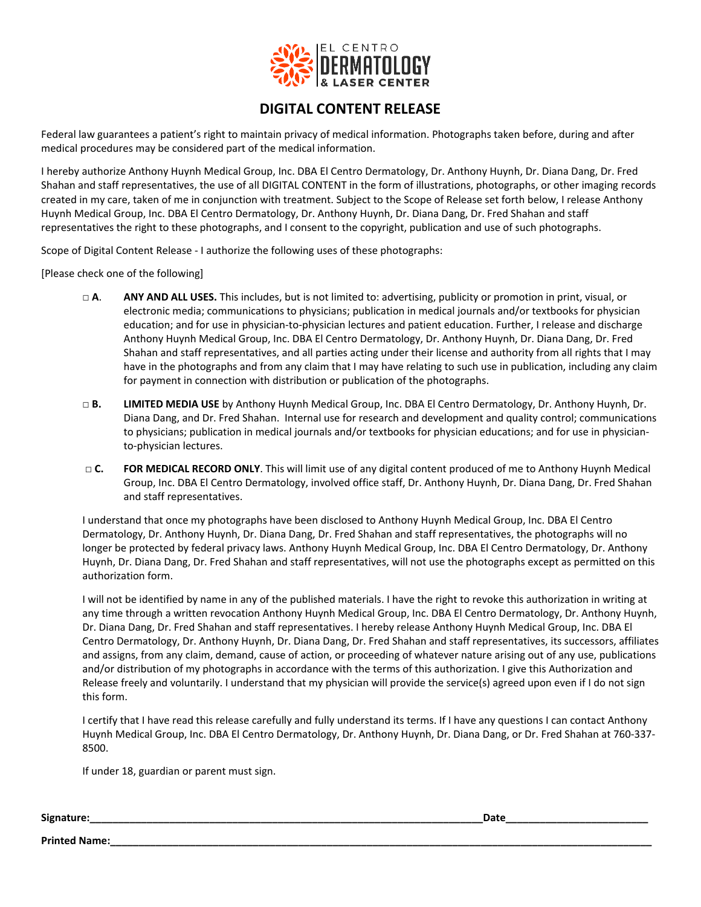EL CENTRO
DERMATOLOGY
& LASER CENTER

# DIGITAL CONTENT RELEASE

Federal law guarantees a patient's right to maintain privacy of medical information. Photographs taken before, during and after medical procedures may be considered part of the medical information.

I hereby authorize Anthony Huynh Medical Group, Inc. DBA El Centro Dermatology, Dr. Anthony Huynh, Dr. Diana Dang, Dr. Fred Shahan and staff representatives, the use of all DIGITAL CONTENT in the form of illustrations, photographs, or other imaging records created in my care, taken of me in conjunction with treatment. Subject to the Scope of Release set forth below, I release Anthony Huynh Medical Group, Inc. DBA El Centro Dermatology, Dr. Anthony Huynh, Dr. Diana Dang, Dr. Fred Shahan and staff representatives the right to these photographs, and I consent to the copyright, publication and use of such photographs.

Scope of Digital Content Release - I authorize the following uses of these photographs:

[Please check one of the following]

□ **A.** **ANY AND ALL USES.** This includes, but is not limited to: advertising, publicity or promotion in print, visual, or electronic media; communications to physicians; publication in medical journals and/or textbooks for physician education; and for use in physician-to-physician lectures and patient education. Further, I release and discharge Anthony Huynh Medical Group, Inc. DBA El Centro Dermatology, Dr. Anthony Huynh, Dr. Diana Dang, Dr. Fred Shahan and staff representatives, and all parties acting under their license and authority from all rights that I may have in the photographs and from any claim that I may have relating to such use in publication, including any claim for payment in connection with distribution or publication of the photographs.

□ **B.** **LIMITED MEDIA USE** by Anthony Huynh Medical Group, Inc. DBA El Centro Dermatology, Dr. Anthony Huynh, Dr. Diana Dang, and Dr. Fred Shahan. Internal use for research and development and quality control; communications to physicians; publication in medical journals and/or textbooks for physician educations; and for use in physician-to-physician lectures.

□ **C.** **FOR MEDICAL RECORD ONLY**. This will limit use of any digital content produced of me to Anthony Huynh Medical Group, Inc. DBA El Centro Dermatology, involved office staff, Dr. Anthony Huynh, Dr. Diana Dang, Dr. Fred Shahan and staff representatives.

I understand that once my photographs have been disclosed to Anthony Huynh Medical Group, Inc. DBA El Centro Dermatology, Dr. Anthony Huynh, Dr. Diana Dang, Dr. Fred Shahan and staff representatives, the photographs will no longer be protected by federal privacy laws. Anthony Huynh Medical Group, Inc. DBA El Centro Dermatology, Dr. Anthony Huynh, Dr. Diana Dang, Dr. Fred Shahan and staff representatives, will not use the photographs except as permitted on this authorization form.

I will not be identified by name in any of the published materials. I have the right to revoke this authorization in writing at any time through a written revocation Anthony Huynh Medical Group, Inc. DBA El Centro Dermatology, Dr. Anthony Huynh, Dr. Diana Dang, Dr. Fred Shahan and staff representatives. I hereby release Anthony Huynh Medical Group, Inc. DBA El Centro Dermatology, Dr. Anthony Huynh, Dr. Diana Dang, Dr. Fred Shahan and staff representatives, its successors, affiliates and assigns, from any claim, demand, cause of action, or proceeding of whatever nature arising out of any use, publications and/or distribution of my photographs in accordance with the terms of this authorization. I give this Authorization and Release freely and voluntarily. I understand that my physician will provide the service(s) agreed upon even if I do not sign this form.

I certify that I have read this release carefully and fully understand its terms. If I have any questions I can contact Anthony Huynh Medical Group, Inc. DBA El Centro Dermatology, Dr. Anthony Huynh, Dr. Diana Dang, or Dr. Fred Shahan at 760-337-8500.

If under 18, guardian or parent must sign.

**Signature:**_______________________________________________ **Date**_______________________

**Printed Name:**_________________________________________________________________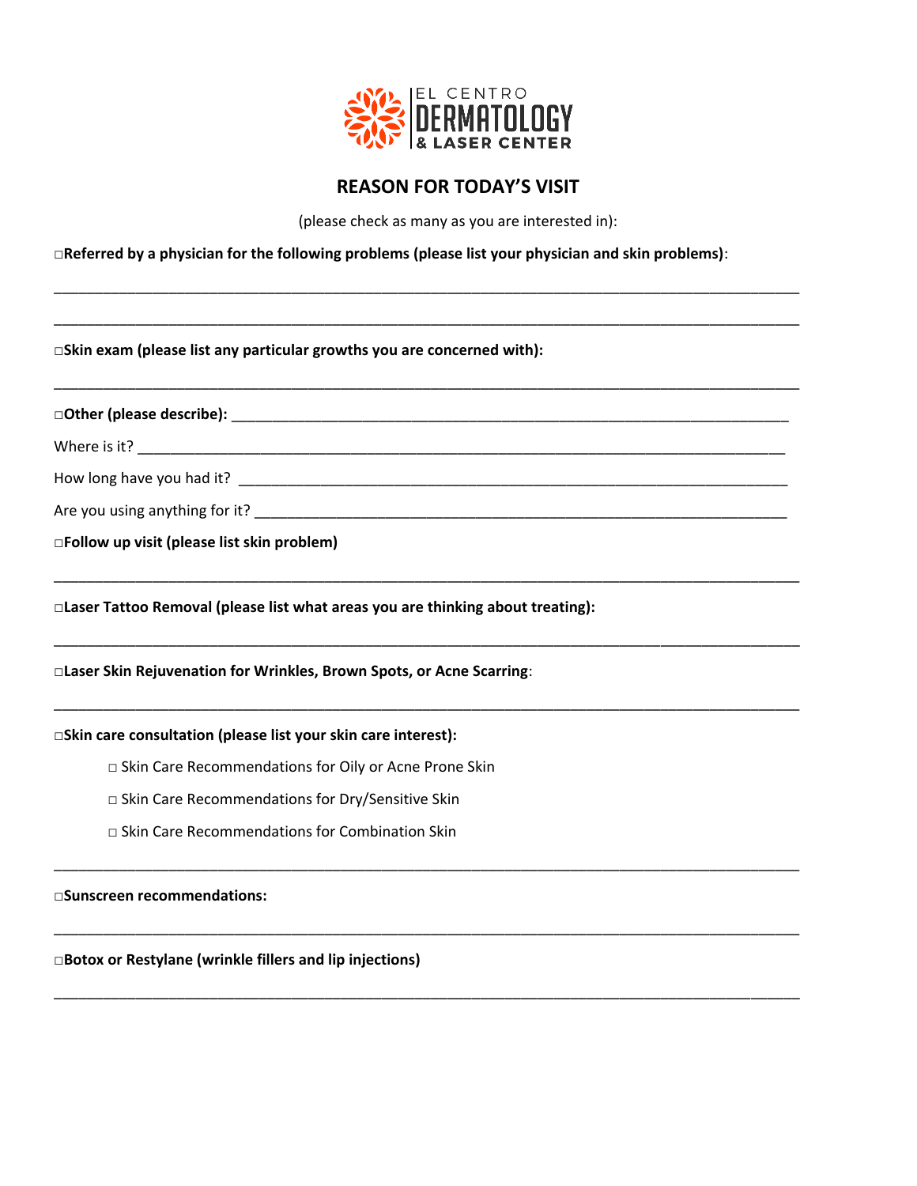EL CENTRO DERMATOLOGY & LASER CENTER

## REASON FOR TODAY'S VISIT

(please check as many as you are interested in):

□**Referred by a physician for the following problems (please list your physician and skin problems)**:

\_\_\_\_\_\_\_\_\_\_\_\_\_\_\_\_\_\_\_\_\_\_\_\_\_\_\_\_\_\_\_\_\_\_\_\_\_\_\_\_\_\_\_\_\_\_\_\_\_\_\_\_\_\_\_\_\_\_\_\_\_\_\_\_\_\_\_\_\_\_\_\_\_\_\_\_\_\_

\_\_\_\_\_\_\_\_\_\_\_\_\_\_\_\_\_\_\_\_\_\_\_\_\_\_\_\_\_\_\_\_\_\_\_\_\_\_\_\_\_\_\_\_\_\_\_\_\_\_\_\_\_\_\_\_\_\_\_\_\_\_\_\_\_\_\_\_\_\_\_\_\_\_\_\_\_\_

□**Skin exam (please list any particular growths you are concerned with):**

\_\_\_\_\_\_\_\_\_\_\_\_\_\_\_\_\_\_\_\_\_\_\_\_\_\_\_\_\_\_\_\_\_\_\_\_\_\_\_\_\_\_\_\_\_\_\_\_\_\_\_\_\_\_\_\_\_\_\_\_\_\_\_\_\_\_\_\_\_\_\_\_\_\_\_\_\_\_

□**Other (please describe):** \_\_\_\_\_\_\_\_\_\_\_\_\_\_\_\_\_\_\_\_\_\_\_\_\_\_\_\_\_\_\_\_\_\_\_\_\_\_\_\_\_\_\_\_\_\_\_\_\_\_\_\_\_\_\_\_\_\_\_\_

Where is it? \_\_\_\_\_\_\_\_\_\_\_\_\_\_\_\_\_\_\_\_\_\_\_\_\_\_\_\_\_\_\_\_\_\_\_\_\_\_\_\_\_\_\_\_\_\_\_\_\_\_\_\_\_\_\_\_\_\_\_\_\_\_\_\_\_\_\_\_

How long have you had it? \_\_\_\_\_\_\_\_\_\_\_\_\_\_\_\_\_\_\_\_\_\_\_\_\_\_\_\_\_\_\_\_\_\_\_\_\_\_\_\_\_\_\_\_\_\_\_\_\_\_\_\_\_\_\_\_\_\_\_

Are you using anything for it? \_\_\_\_\_\_\_\_\_\_\_\_\_\_\_\_\_\_\_\_\_\_\_\_\_\_\_\_\_\_\_\_\_\_\_\_\_\_\_\_\_\_\_\_\_\_\_\_\_\_\_\_\_\_\_

□**Follow up visit (please list skin problem)**

\_\_\_\_\_\_\_\_\_\_\_\_\_\_\_\_\_\_\_\_\_\_\_\_\_\_\_\_\_\_\_\_\_\_\_\_\_\_\_\_\_\_\_\_\_\_\_\_\_\_\_\_\_\_\_\_\_\_\_\_\_\_\_\_\_\_\_\_\_\_\_\_\_\_\_\_\_\_

□**Laser Tattoo Removal (please list what areas you are thinking about treating):**

\_\_\_\_\_\_\_\_\_\_\_\_\_\_\_\_\_\_\_\_\_\_\_\_\_\_\_\_\_\_\_\_\_\_\_\_\_\_\_\_\_\_\_\_\_\_\_\_\_\_\_\_\_\_\_\_\_\_\_\_\_\_\_\_\_\_\_\_\_\_\_\_\_\_\_\_\_\_

□**Laser Skin Rejuvenation for Wrinkles, Brown Spots, or Acne Scarring**:

\_\_\_\_\_\_\_\_\_\_\_\_\_\_\_\_\_\_\_\_\_\_\_\_\_\_\_\_\_\_\_\_\_\_\_\_\_\_\_\_\_\_\_\_\_\_\_\_\_\_\_\_\_\_\_\_\_\_\_\_\_\_\_\_\_\_\_\_\_\_\_\_\_\_\_\_\_\_

□**Skin care consultation (please list your skin care interest):**

- □ Skin Care Recommendations for Oily or Acne Prone Skin
- □ Skin Care Recommendations for Dry/Sensitive Skin
- □ Skin Care Recommendations for Combination Skin

\_\_\_\_\_\_\_\_\_\_\_\_\_\_\_\_\_\_\_\_\_\_\_\_\_\_\_\_\_\_\_\_\_\_\_\_\_\_\_\_\_\_\_\_\_\_\_\_\_\_\_\_\_\_\_\_\_\_\_\_\_\_\_\_\_\_\_\_\_\_\_\_\_\_\_\_\_\_

□**Sunscreen recommendations:**

\_\_\_\_\_\_\_\_\_\_\_\_\_\_\_\_\_\_\_\_\_\_\_\_\_\_\_\_\_\_\_\_\_\_\_\_\_\_\_\_\_\_\_\_\_\_\_\_\_\_\_\_\_\_\_\_\_\_\_\_\_\_\_\_\_\_\_\_\_\_\_\_\_\_\_\_\_\_

□**Botox or Restylane (wrinkle fillers and lip injections)**

\_\_\_\_\_\_\_\_\_\_\_\_\_\_\_\_\_\_\_\_\_\_\_\_\_\_\_\_\_\_\_\_\_\_\_\_\_\_\_\_\_\_\_\_\_\_\_\_\_\_\_\_\_\_\_\_\_\_\_\_\_\_\_\_\_\_\_\_\_\_\_\_\_\_\_\_\_\_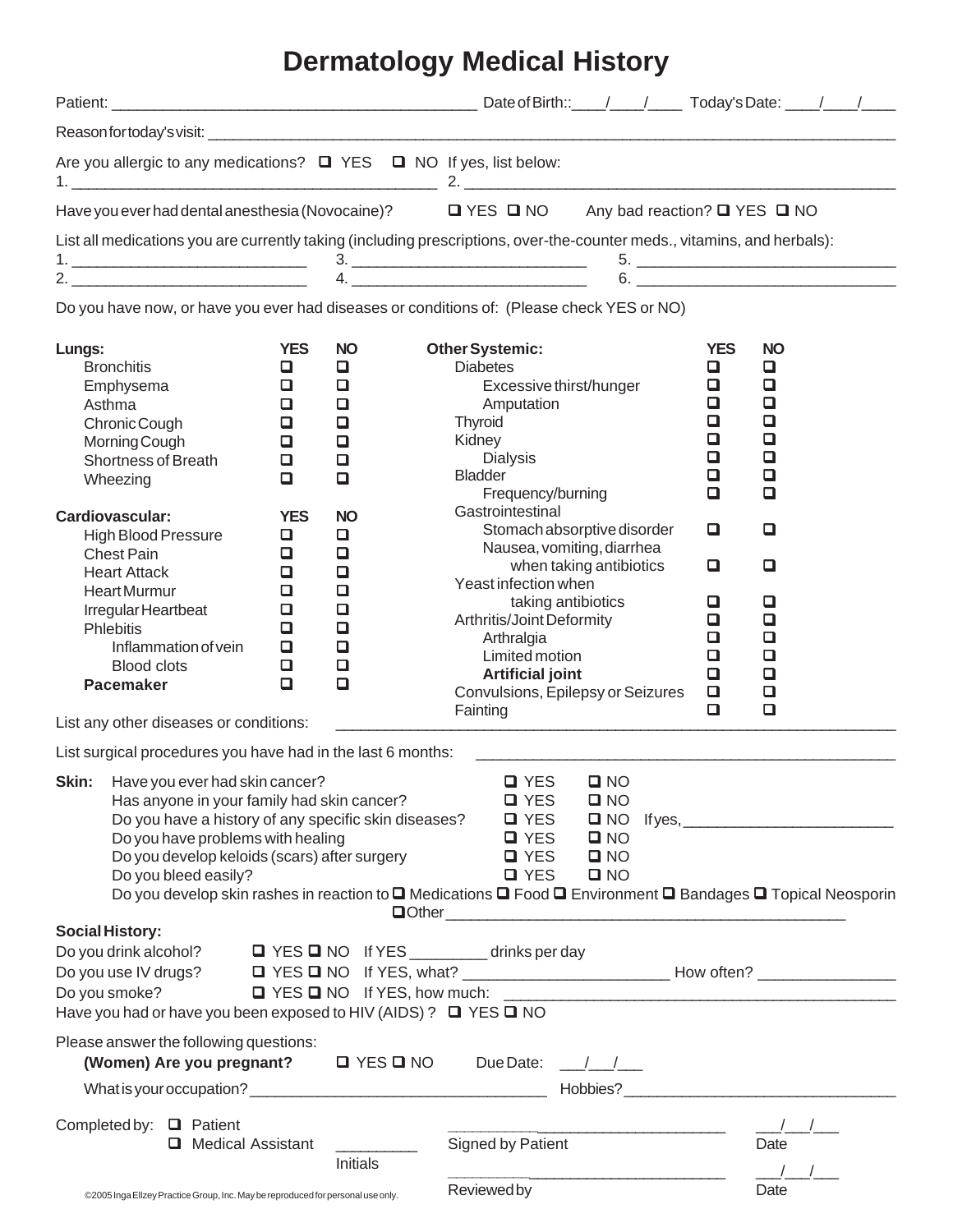# Dermatology Medical History

Patient: ________________________________________ Date of Birth:: ____/____/____ Today's Date: ____/____/____

Reason for today's visit: ________________________________________________________________________________

Are you allergic to any medications? ❑ YES ❑ NO If yes, list below:

1. ________________________________________ 2. ________________________________________

Have you ever had dental anesthesia (Novocaine)? ❑ YES ❑ NO Any bad reaction? ❑ YES ❑ NO

List all medications you are currently taking (including prescriptions, over-the-counter meds., vitamins, and herbals):

1. __________________________ 3. __________________________ 5. __________________________
2. __________________________ 4. __________________________ 6. __________________________

Do you have now, or have you ever had diseases or conditions of: (Please check YES or NO)

| **Lungs:** | **YES** | **NO** |
|---|---|---|
| Bronchitis | ❑ | ❑ |
| Emphysema | ❑ | ❑ |
| Asthma | ❑ | ❑ |
| Chronic Cough | ❑ | ❑ |
| Morning Cough | ❑ | ❑ |
| Shortness of Breath | ❑ | ❑ |
| Wheezing | ❑ | ❑ |

| **Cardiovascular:** | **YES** | **NO** |
|---|---|---|
| High Blood Pressure | ❑ | ❑ |
| Chest Pain | ❑ | ❑ |
| Heart Attack | ❑ | ❑ |
| Heart Murmur | ❑ | ❑ |
| Irregular Heartbeat | ❑ | ❑ |
| Phlebitis | ❑ | ❑ |
| Inflammation of vein | ❑ | ❑ |
| Blood clots | ❑ | ❑ |
| **Pacemaker** | ❑ | ❑ |

| **Other Systemic:** | **YES** | **NO** |
|---|---|---|
| Diabetes | ❑ | ❑ |
| Excessive thirst/hunger | ❑ | ❑ |
| Amputation | ❑ | ❑ |
| Thyroid | ❑ | ❑ |
| Kidney | ❑ | ❑ |
| Dialysis | ❑ | ❑ |
| Bladder | ❑ | ❑ |
| Frequency/burning | ❑ | ❑ |
| Gastrointestinal | | |
| Stomach absorptive disorder | ❑ | ❑ |
| Nausea, vomiting, diarrhea when taking antibiotics | ❑ | ❑ |
| Yeast infection when taking antibiotics | ❑ | ❑ |
| Arthritis/Joint Deformity | ❑ | ❑ |
| Arthralgia | ❑ | ❑ |
| Limited motion | ❑ | ❑ |
| **Artificial joint** | ❑ | ❑ |
| Convulsions, Epilepsy or Seizures | ❑ | ❑ |
| Fainting | ❑ | ❑ |

List any other diseases or conditions: ________________________________________________________________

List surgical procedures you have had in the last 6 months: ____________________________________________

**Skin:**

| | | |
|---|---|---|
| Have you ever had skin cancer? | ❑ YES | ❑ NO |
| Has anyone in your family had skin cancer? | ❑ YES | ❑ NO |
| Do you have a history of any specific skin diseases? | ❑ YES | ❑ NO If yes, ________________________ |
| Do you have problems with healing | ❑ YES | ❑ NO |
| Do you develop keloids (scars) after surgery | ❑ YES | ❑ NO |
| Do you bleed easily? | ❑ YES | ❑ NO |

Do you develop skin rashes in reaction to ❑ Medications ❑ Food ❑ Environment ❑ Bandages ❑ Topical Neosporin ❑ Other ______________________________________________

**Social History:**

Do you drink alcohol? ❑ YES ❑ NO If YES _________ drinks per day

Do you use IV drugs? ❑ YES ❑ NO If YES, what? ________________________ How often? ________________

Do you smoke? ❑ YES ❑ NO If YES, how much: ______________________________________________

Have you had or have you been exposed to HIV (AIDS) ? ❑ YES ❑ NO

Please answer the following questions:

**(Women) Are you pregnant?** ❑ YES ❑ NO Due Date: ___/___/___

What is your occupation? ___________________________________ Hobbies? _________________________________

Completed by: ❑ Patient
❑ Medical Assistant _________ Initials

______________________________ Signed by Patient ___/___/___ Date

______________________________ Reviewed by ___/___/___ Date

©2005 Inga Ellzey Practice Group, Inc. May be reproduced for personal use only.